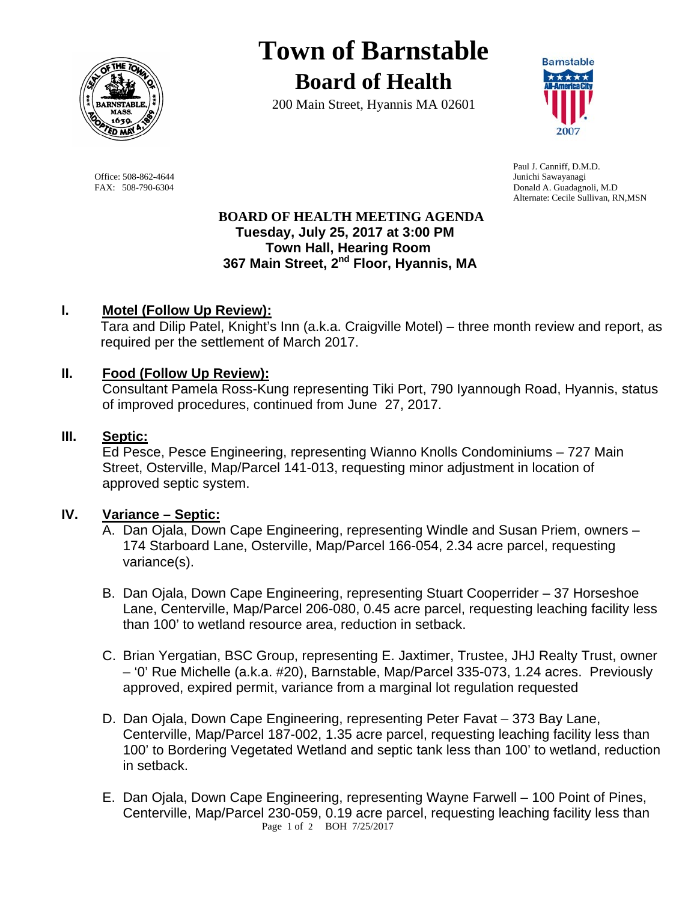# Town of Barnstable

## Board of Health

200 Main Street, Hyannis MA 02601

Office: 508-862-4644
FAX: 508-790-6304

Paul J. Canniff, D.M.D.
Junichi Sawayanagi
Donald A. Guadagnoli, M.D
Alternate: Cecile Sullivan, RN,MSN

**BOARD OF HEALTH MEETING AGENDA**
**Tuesday, July 25, 2017 at 3:00 PM**
**Town Hall, Hearing Room**
**367 Main Street, 2nd Floor, Hyannis, MA**

### I. Motel (Follow Up Review):

Tara and Dilip Patel, Knight's Inn (a.k.a. Craigville Motel) – three month review and report, as required per the settlement of March 2017.

### II. Food (Follow Up Review):

Consultant Pamela Ross-Kung representing Tiki Port, 790 Iyannough Road, Hyannis, status of improved procedures, continued from June 27, 2017.

### III. Septic:

Ed Pesce, Pesce Engineering, representing Wianno Knolls Condominiums – 727 Main Street, Osterville, Map/Parcel 141-013, requesting minor adjustment in location of approved septic system.

### IV. Variance – Septic:

A. Dan Ojala, Down Cape Engineering, representing Windle and Susan Priem, owners – 174 Starboard Lane, Osterville, Map/Parcel 166-054, 2.34 acre parcel, requesting variance(s).

B. Dan Ojala, Down Cape Engineering, representing Stuart Cooperrider – 37 Horseshoe Lane, Centerville, Map/Parcel 206-080, 0.45 acre parcel, requesting leaching facility less than 100' to wetland resource area, reduction in setback.

C. Brian Yergatian, BSC Group, representing E. Jaxtimer, Trustee, JHJ Realty Trust, owner – '0' Rue Michelle (a.k.a. #20), Barnstable, Map/Parcel 335-073, 1.24 acres. Previously approved, expired permit, variance from a marginal lot regulation requested

D. Dan Ojala, Down Cape Engineering, representing Peter Favat – 373 Bay Lane, Centerville, Map/Parcel 187-002, 1.35 acre parcel, requesting leaching facility less than 100' to Bordering Vegetated Wetland and septic tank less than 100' to wetland, reduction in setback.

E. Dan Ojala, Down Cape Engineering, representing Wayne Farwell – 100 Point of Pines, Centerville, Map/Parcel 230-059, 0.19 acre parcel, requesting leaching facility less than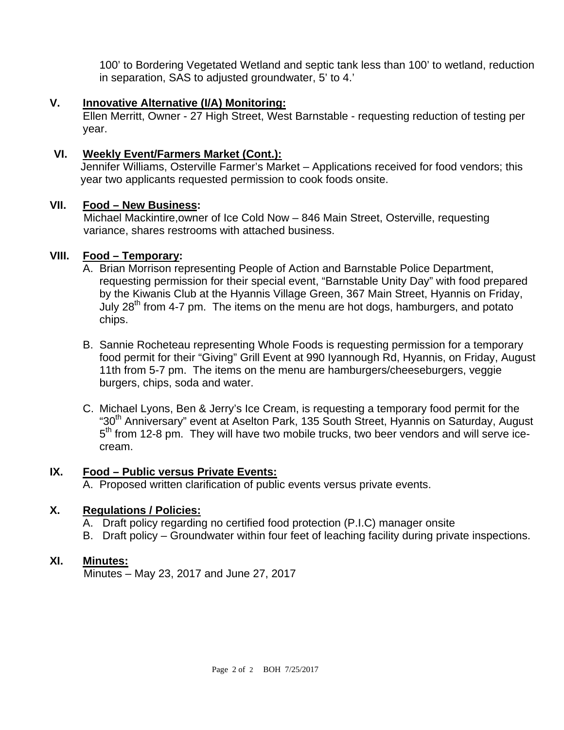100' to Bordering Vegetated Wetland and septic tank less than 100' to wetland, reduction in separation, SAS to adjusted groundwater, 5' to 4.'

**V. Innovative Alternative (I/A) Monitoring:**

Ellen Merritt, Owner - 27 High Street, West Barnstable - requesting reduction of testing per year.

**VI. Weekly Event/Farmers Market (Cont.):**

Jennifer Williams, Osterville Farmer's Market – Applications received for food vendors; this year two applicants requested permission to cook foods onsite.

**VII. Food – New Business:**

Michael Mackintire,owner of Ice Cold Now – 846 Main Street, Osterville, requesting variance, shares restrooms with attached business.

**VIII. Food – Temporary:**

A. Brian Morrison representing People of Action and Barnstable Police Department, requesting permission for their special event, "Barnstable Unity Day" with food prepared by the Kiwanis Club at the Hyannis Village Green, 367 Main Street, Hyannis on Friday, July 28th from 4-7 pm. The items on the menu are hot dogs, hamburgers, and potato chips.

B. Sannie Rocheteau representing Whole Foods is requesting permission for a temporary food permit for their "Giving" Grill Event at 990 Iyannough Rd, Hyannis, on Friday, August 11th from 5-7 pm. The items on the menu are hamburgers/cheeseburgers, veggie burgers, chips, soda and water.

C. Michael Lyons, Ben & Jerry's Ice Cream, is requesting a temporary food permit for the "30th Anniversary" event at Aselton Park, 135 South Street, Hyannis on Saturday, August 5th from 12-8 pm. They will have two mobile trucks, two beer vendors and will serve ice-cream.

**IX. Food – Public versus Private Events:**

A. Proposed written clarification of public events versus private events.

**X. Regulations / Policies:**

A. Draft policy regarding no certified food protection (P.I.C) manager onsite
B. Draft policy – Groundwater within four feet of leaching facility during private inspections.

**XI. Minutes:**

Minutes – May 23, 2017 and June 27, 2017